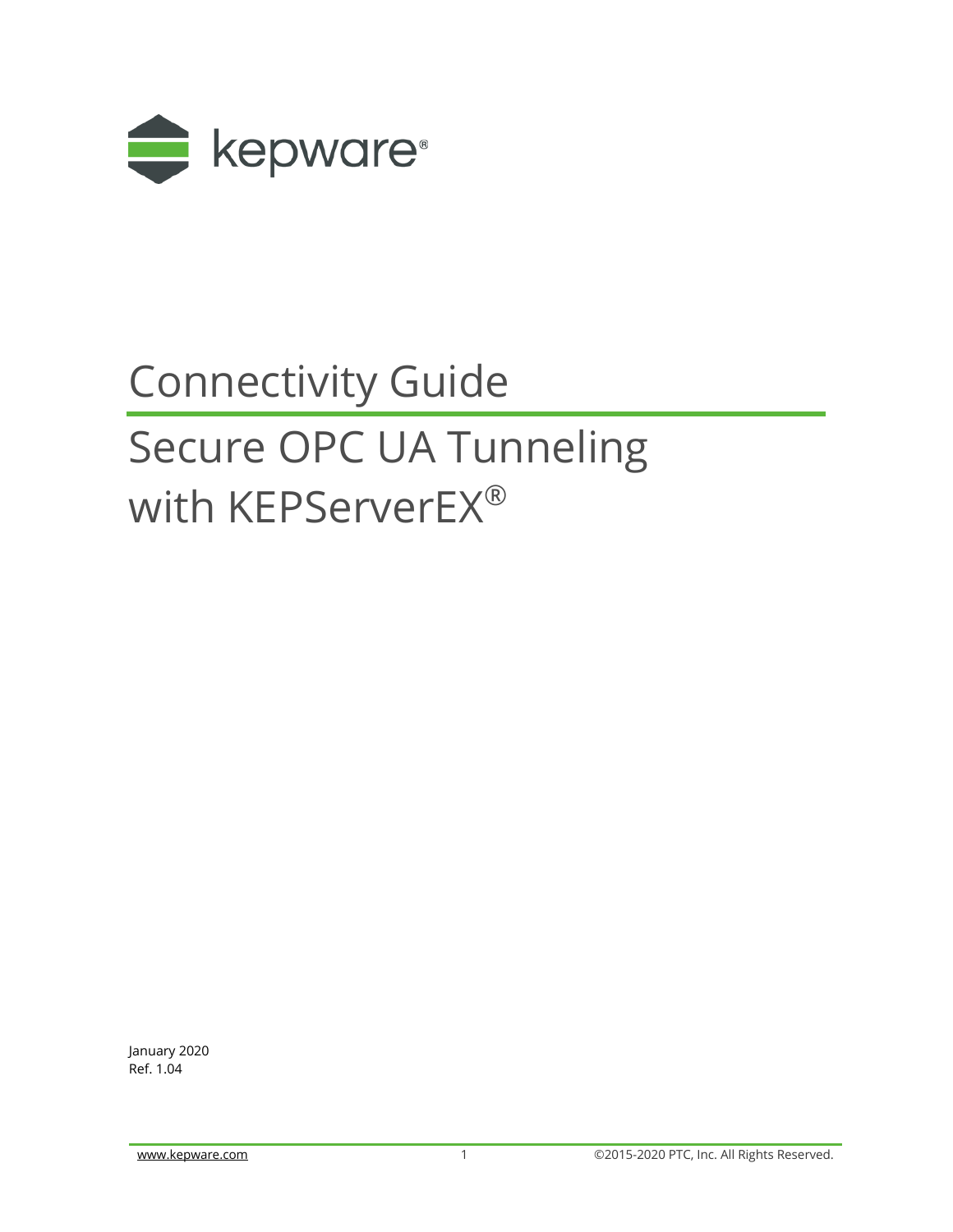kepware®

# Connectivity Guide

# Secure OPC UA Tunneling with KEPServerEX®

January 2020
Ref. 1.04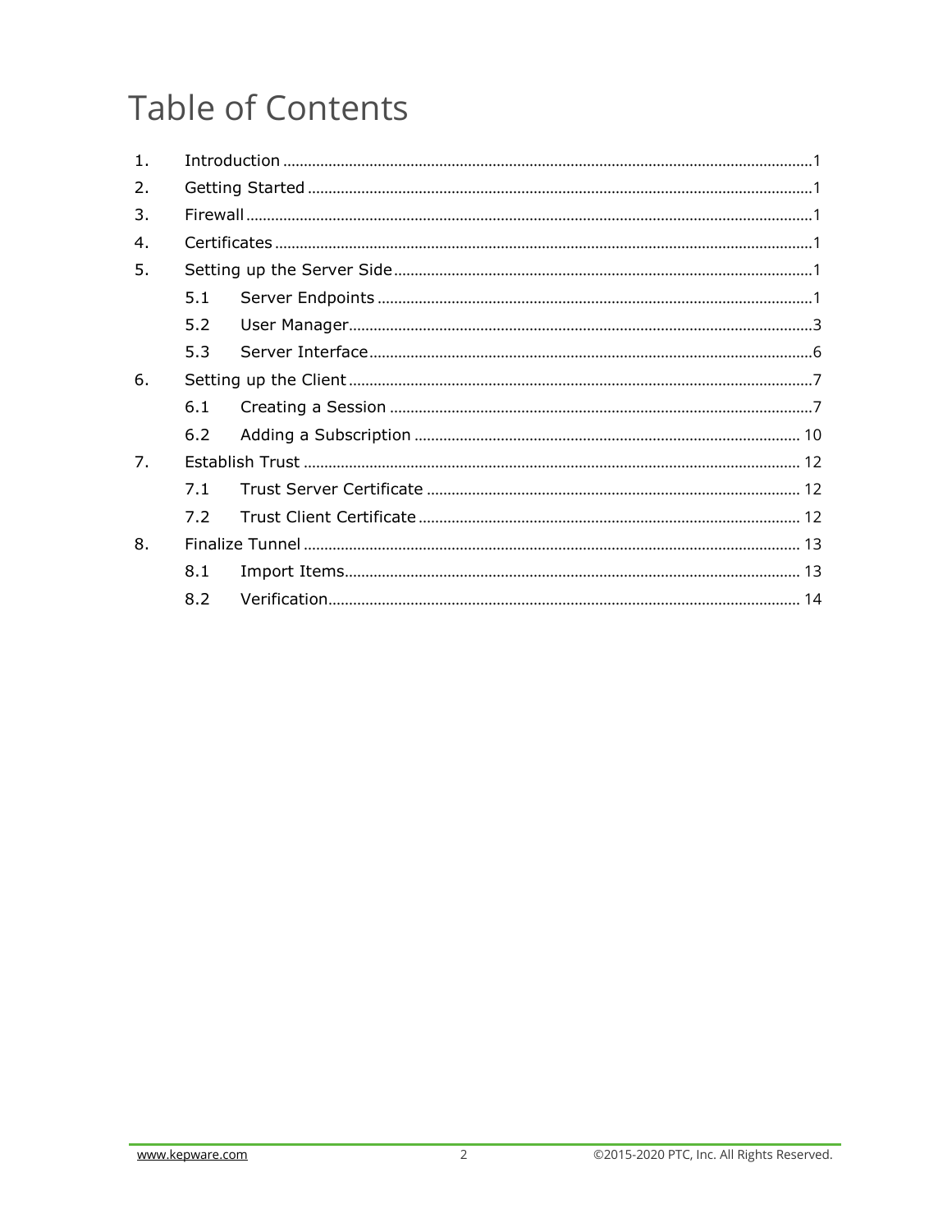# Table of Contents

1. Introduction ........................................................ 1
2. Getting Started ........................................................ 1
3. Firewall ........................................................ 1
4. Certificates ........................................................ 1
5. Setting up the Server Side ........................................................ 1
   - 5.1 Server Endpoints ........................................................ 1
   - 5.2 User Manager ........................................................ 3
   - 5.3 Server Interface ........................................................ 6
6. Setting up the Client ........................................................ 7
   - 6.1 Creating a Session ........................................................ 7
   - 6.2 Adding a Subscription ........................................................ 10
7. Establish Trust ........................................................ 12
   - 7.1 Trust Server Certificate ........................................................ 12
   - 7.2 Trust Client Certificate ........................................................ 12
8. Finalize Tunnel ........................................................ 13
   - 8.1 Import Items ........................................................ 13
   - 8.2 Verification ........................................................ 14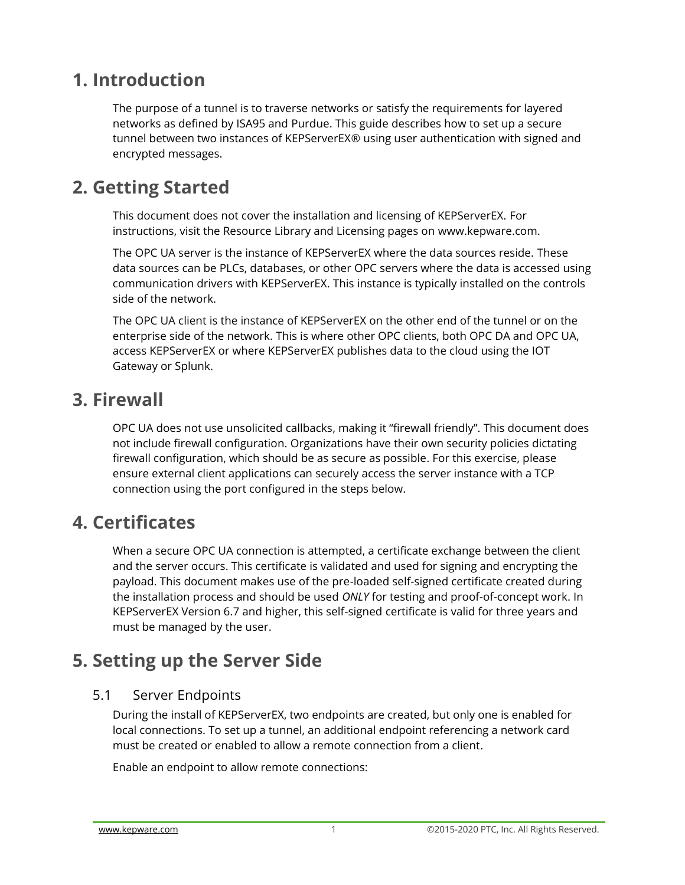# 1. Introduction

The purpose of a tunnel is to traverse networks or satisfy the requirements for layered networks as defined by ISA95 and Purdue. This guide describes how to set up a secure tunnel between two instances of KEPServerEX® using user authentication with signed and encrypted messages.

# 2. Getting Started

This document does not cover the installation and licensing of KEPServerEX. For instructions, visit the Resource Library and Licensing pages on www.kepware.com.

The OPC UA server is the instance of KEPServerEX where the data sources reside. These data sources can be PLCs, databases, or other OPC servers where the data is accessed using communication drivers with KEPServerEX. This instance is typically installed on the controls side of the network.

The OPC UA client is the instance of KEPServerEX on the other end of the tunnel or on the enterprise side of the network. This is where other OPC clients, both OPC DA and OPC UA, access KEPServerEX or where KEPServerEX publishes data to the cloud using the IOT Gateway or Splunk.

# 3. Firewall

OPC UA does not use unsolicited callbacks, making it "firewall friendly". This document does not include firewall configuration. Organizations have their own security policies dictating firewall configuration, which should be as secure as possible. For this exercise, please ensure external client applications can securely access the server instance with a TCP connection using the port configured in the steps below.

# 4. Certificates

When a secure OPC UA connection is attempted, a certificate exchange between the client and the server occurs. This certificate is validated and used for signing and encrypting the payload. This document makes use of the pre-loaded self-signed certificate created during the installation process and should be used *ONLY* for testing and proof-of-concept work. In KEPServerEX Version 6.7 and higher, this self-signed certificate is valid for three years and must be managed by the user.

# 5. Setting up the Server Side

## 5.1 Server Endpoints

During the install of KEPServerEX, two endpoints are created, but only one is enabled for local connections. To set up a tunnel, an additional endpoint referencing a network card must be created or enabled to allow a remote connection from a client.

Enable an endpoint to allow remote connections: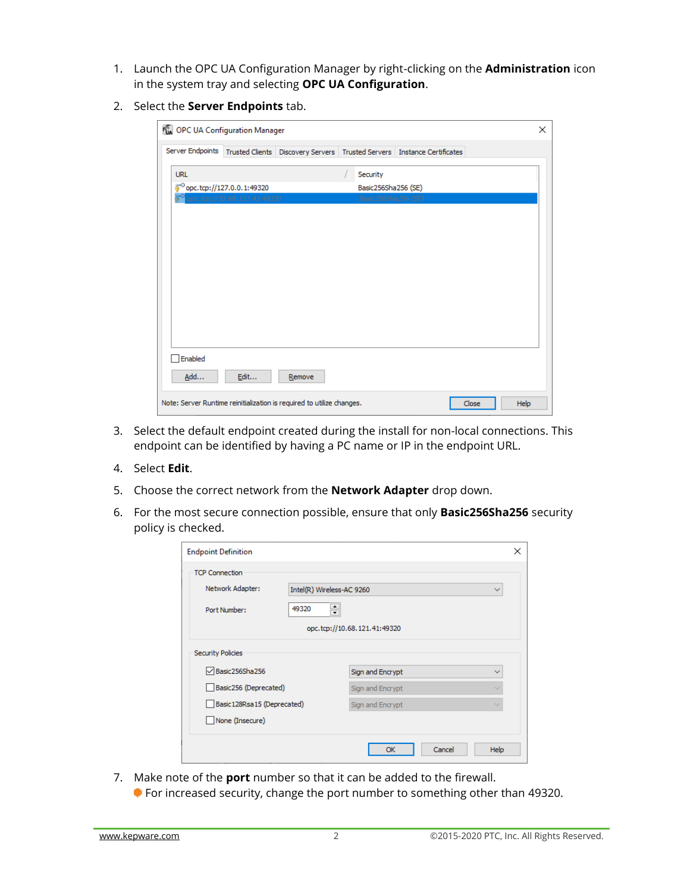1. Launch the OPC UA Configuration Manager by right-clicking on the **Administration** icon in the system tray and selecting **OPC UA Configuration**.
2. Select the **Server Endpoints** tab.
3. Select the default endpoint created during the install for non-local connections. This endpoint can be identified by having a PC name or IP in the endpoint URL.
4. Select **Edit**.
5. Choose the correct network from the **Network Adapter** drop down.
6. For the most secure connection possible, ensure that only **Basic256Sha256** security policy is checked.
7. Make note of the **port** number so that it can be added to the firewall.
   - For increased security, change the port number to something other than 49320.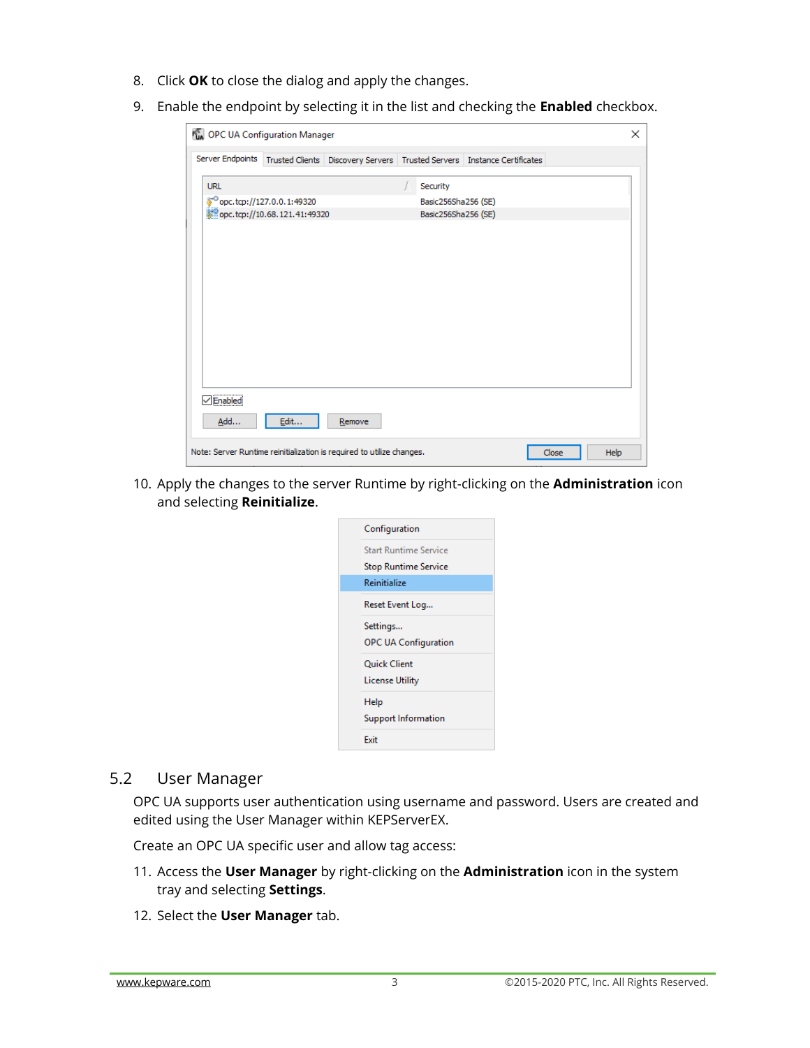8. Click **OK** to close the dialog and apply the changes.
9. Enable the endpoint by selecting it in the list and checking the **Enabled** checkbox.

10. Apply the changes to the server Runtime by right-clicking on the **Administration** icon and selecting **Reinitialize**.

## 5.2 User Manager

OPC UA supports user authentication using username and password. Users are created and edited using the User Manager within KEPServerEX.

Create an OPC UA specific user and allow tag access:

11. Access the **User Manager** by right-clicking on the **Administration** icon in the system tray and selecting **Settings**.
12. Select the **User Manager** tab.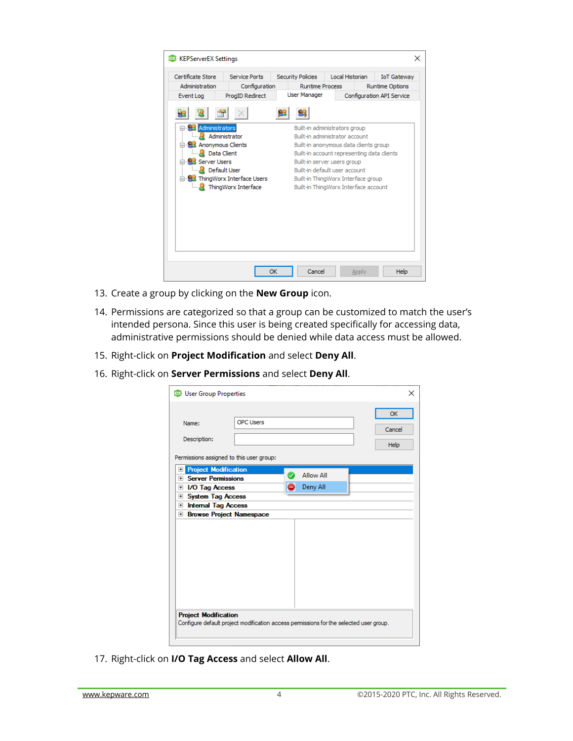13. Create a group by clicking on the **New Group** icon.
14. Permissions are categorized so that a group can be customized to match the user's intended persona. Since this user is being created specifically for accessing data, administrative permissions should be denied while data access must be allowed.
15. Right-click on **Project Modification** and select **Deny All**.
16. Right-click on **Server Permissions** and select **Deny All**.
17. Right-click on **I/O Tag Access** and select **Allow All**.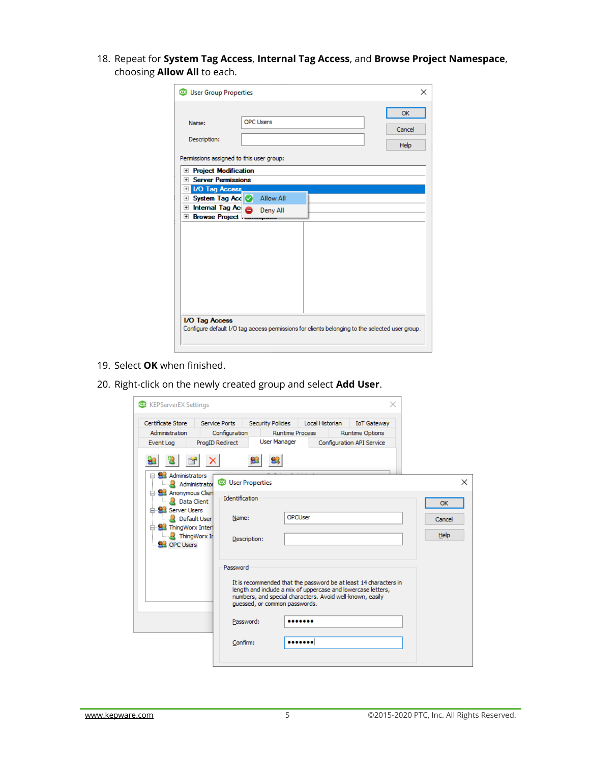18. Repeat for **System Tag Access**, **Internal Tag Access**, and **Browse Project Namespace**, choosing **Allow All** to each.

19. Select **OK** when finished.

20. Right-click on the newly created group and select **Add User**.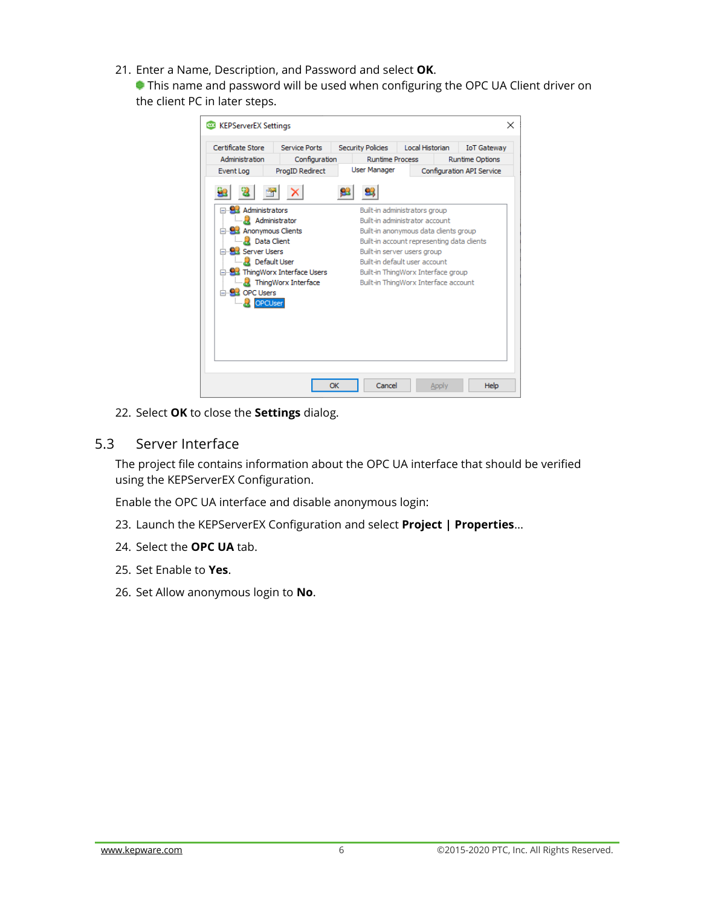21. Enter a Name, Description, and Password and select **OK**.
    This name and password will be used when configuring the OPC UA Client driver on the client PC in later steps.

22. Select **OK** to close the **Settings** dialog.

## 5.3 Server Interface

The project file contains information about the OPC UA interface that should be verified using the KEPServerEX Configuration.

Enable the OPC UA interface and disable anonymous login:

23. Launch the KEPServerEX Configuration and select **Project | Properties**...
24. Select the **OPC UA** tab.
25. Set Enable to **Yes**.
26. Set Allow anonymous login to **No**.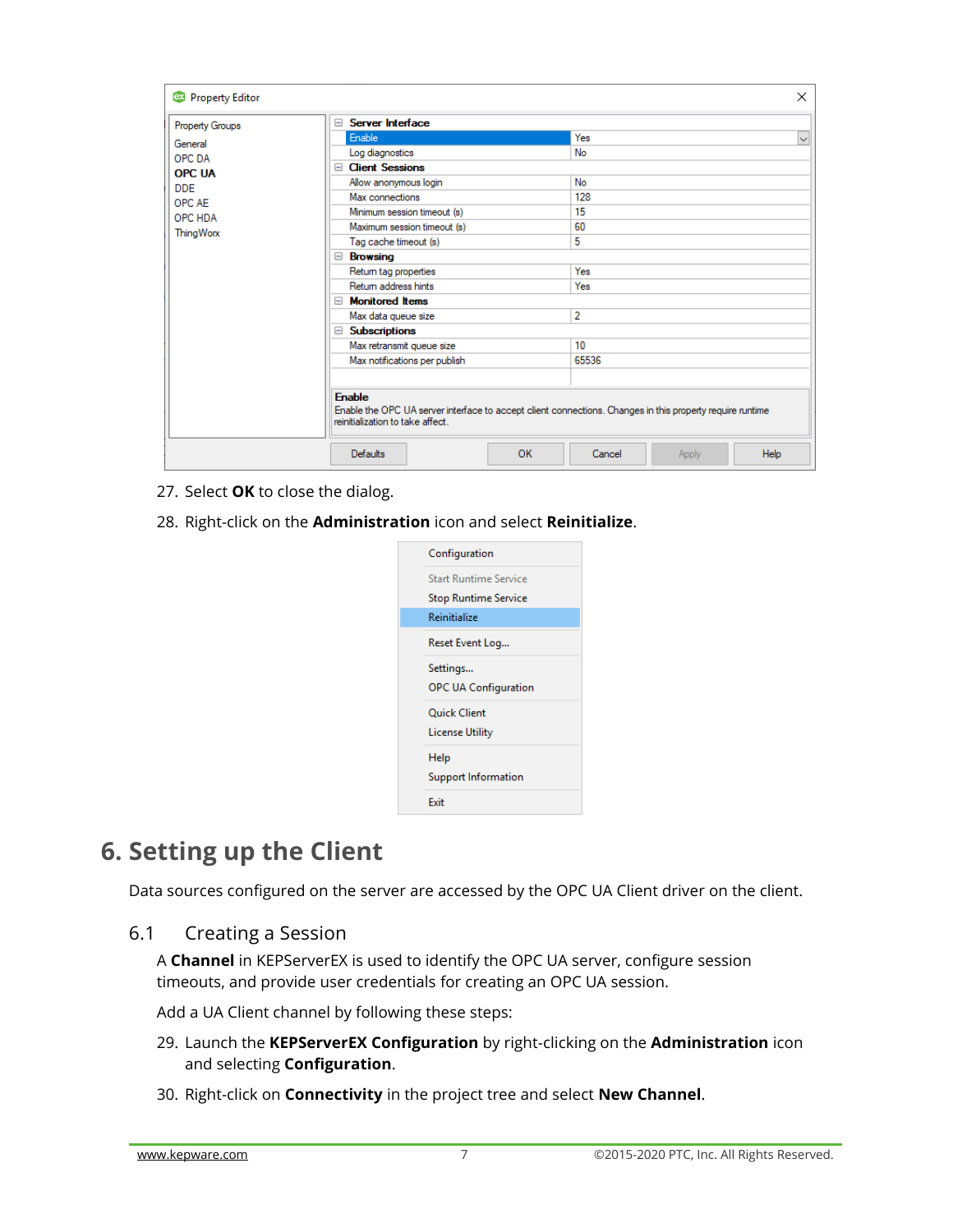27. Select **OK** to close the dialog.
28. Right-click on the **Administration** icon and select **Reinitialize**.

# 6. Setting up the Client

Data sources configured on the server are accessed by the OPC UA Client driver on the client.

## 6.1 Creating a Session

A **Channel** in KEPServerEX is used to identify the OPC UA server, configure session timeouts, and provide user credentials for creating an OPC UA session.

Add a UA Client channel by following these steps:

29. Launch the **KEPServerEX Configuration** by right-clicking on the **Administration** icon and selecting **Configuration**.
30. Right-click on **Connectivity** in the project tree and select **New Channel**.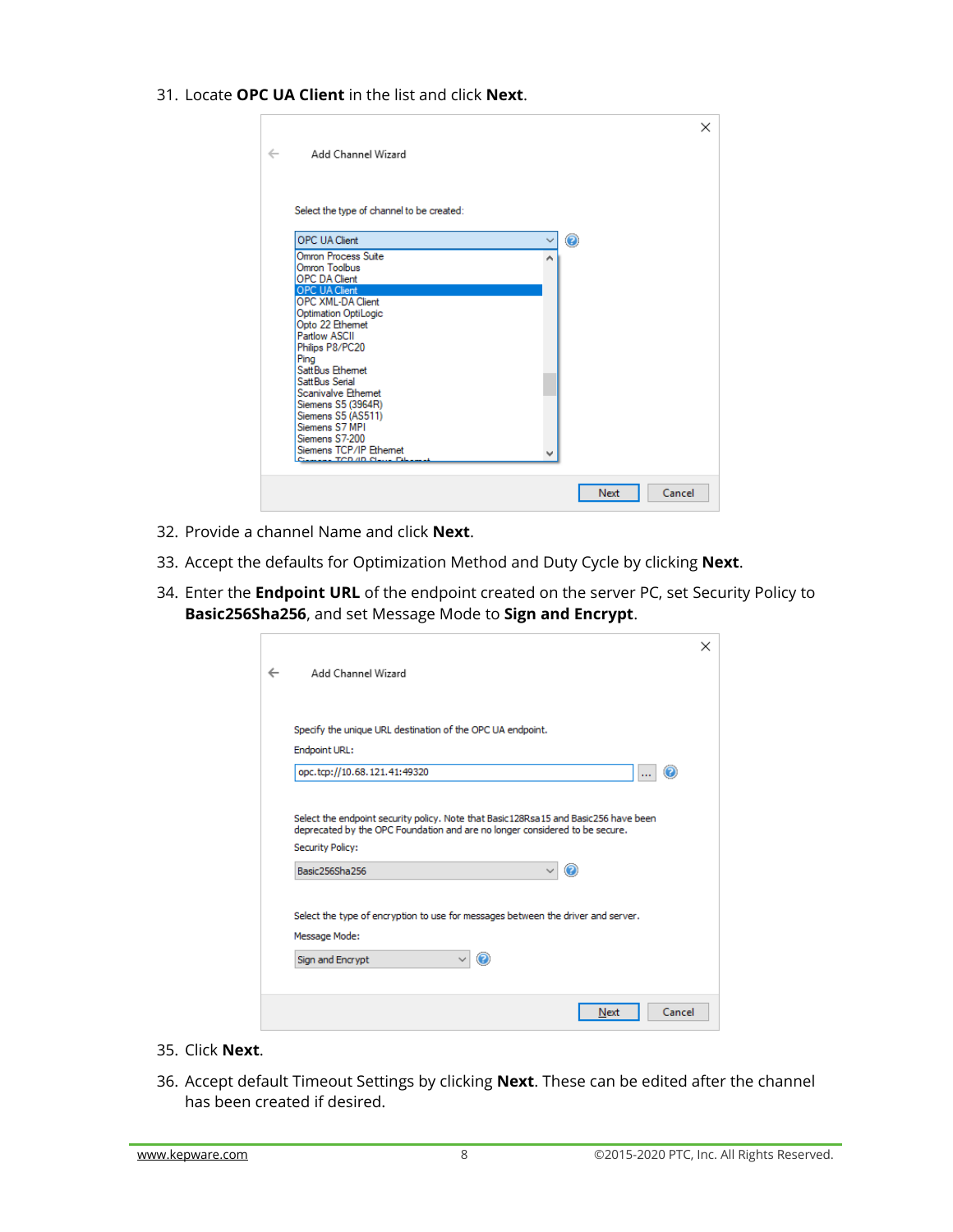31. Locate **OPC UA Client** in the list and click **Next**.

32. Provide a channel Name and click **Next**.

33. Accept the defaults for Optimization Method and Duty Cycle by clicking **Next**.

34. Enter the **Endpoint URL** of the endpoint created on the server PC, set Security Policy to **Basic256Sha256**, and set Message Mode to **Sign and Encrypt**.

35. Click **Next**.

36. Accept default Timeout Settings by clicking **Next**. These can be edited after the channel has been created if desired.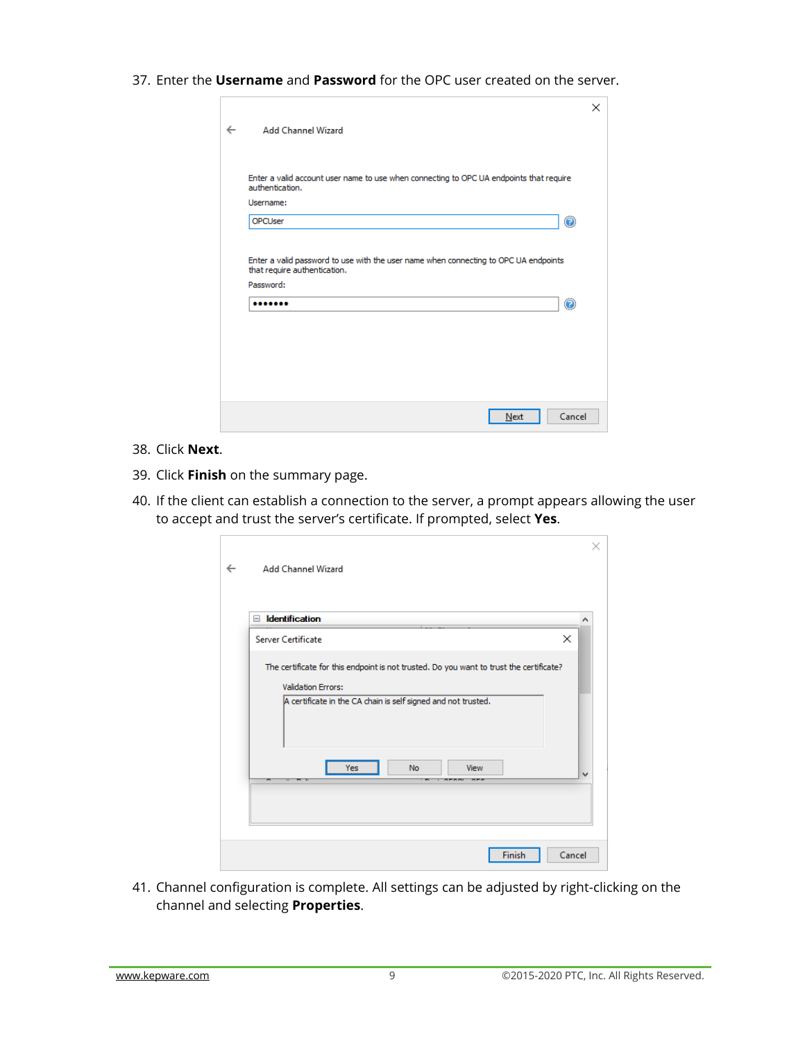37. Enter the **Username** and **Password** for the OPC user created on the server.

38. Click **Next**.
39. Click **Finish** on the summary page.
40. If the client can establish a connection to the server, a prompt appears allowing the user to accept and trust the server's certificate. If prompted, select **Yes**.

41. Channel configuration is complete. All settings can be adjusted by right-clicking on the channel and selecting **Properties**.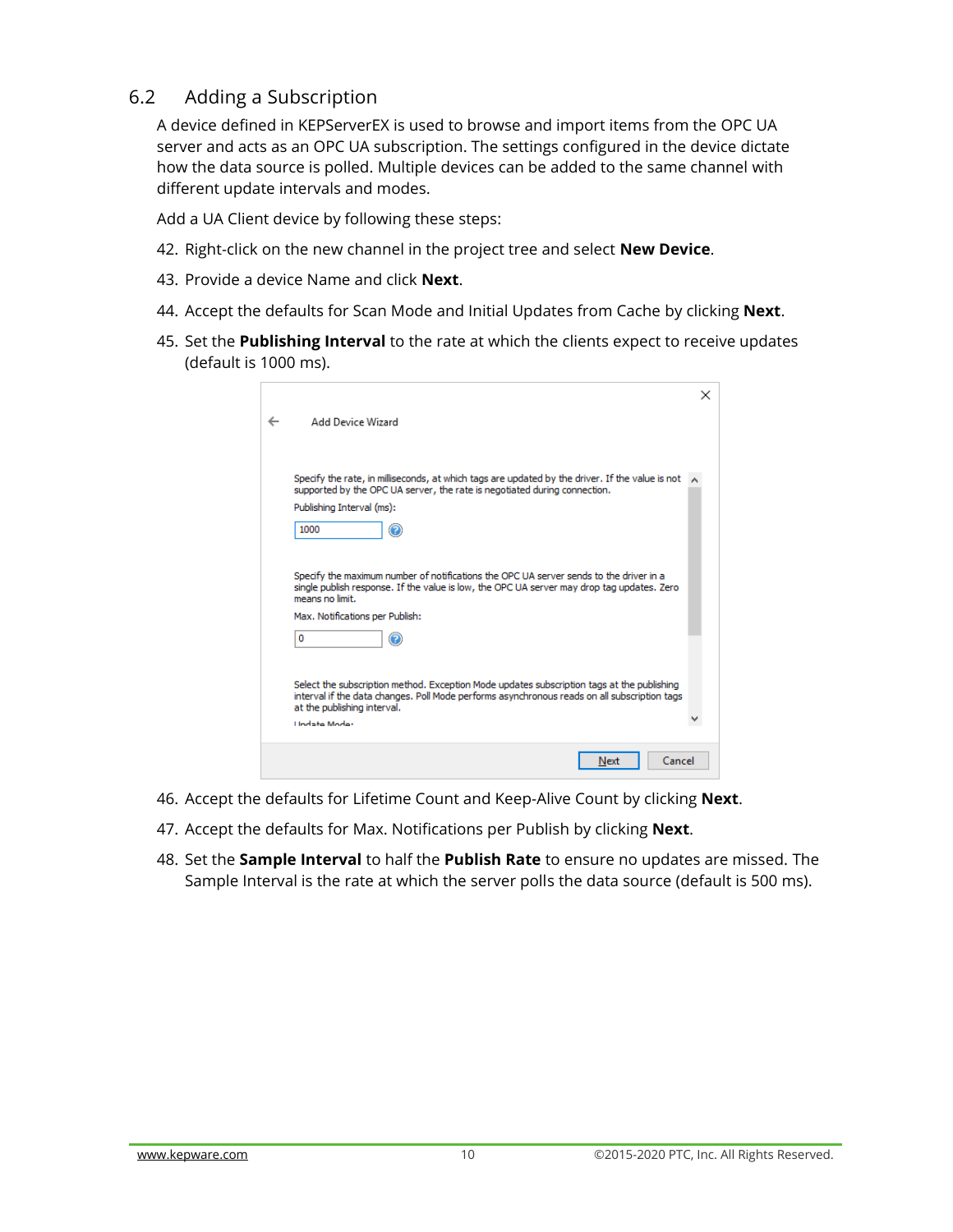## 6.2 Adding a Subscription

A device defined in KEPServerEX is used to browse and import items from the OPC UA server and acts as an OPC UA subscription. The settings configured in the device dictate how the data source is polled. Multiple devices can be added to the same channel with different update intervals and modes.

Add a UA Client device by following these steps:

42. Right-click on the new channel in the project tree and select **New Device**.
43. Provide a device Name and click **Next**.
44. Accept the defaults for Scan Mode and Initial Updates from Cache by clicking **Next**.
45. Set the **Publishing Interval** to the rate at which the clients expect to receive updates (default is 1000 ms).

46. Accept the defaults for Lifetime Count and Keep-Alive Count by clicking **Next**.
47. Accept the defaults for Max. Notifications per Publish by clicking **Next**.
48. Set the **Sample Interval** to half the **Publish Rate** to ensure no updates are missed. The Sample Interval is the rate at which the server polls the data source (default is 500 ms).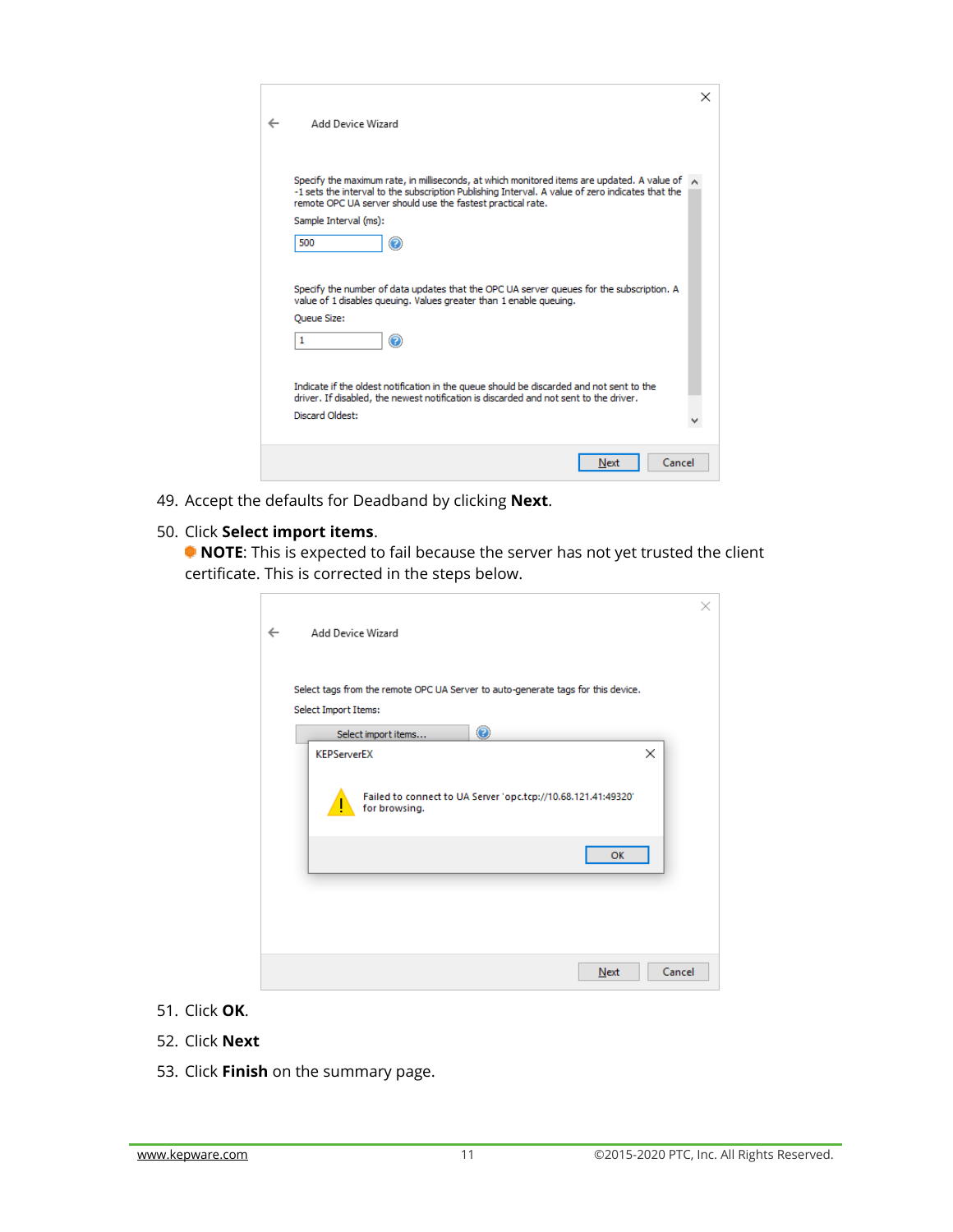49. Accept the defaults for Deadband by clicking **Next**.
50. Click **Select import items**.
    **NOTE**: This is expected to fail because the server has not yet trusted the client certificate. This is corrected in the steps below.
51. Click **OK**.
52. Click **Next**
53. Click **Finish** on the summary page.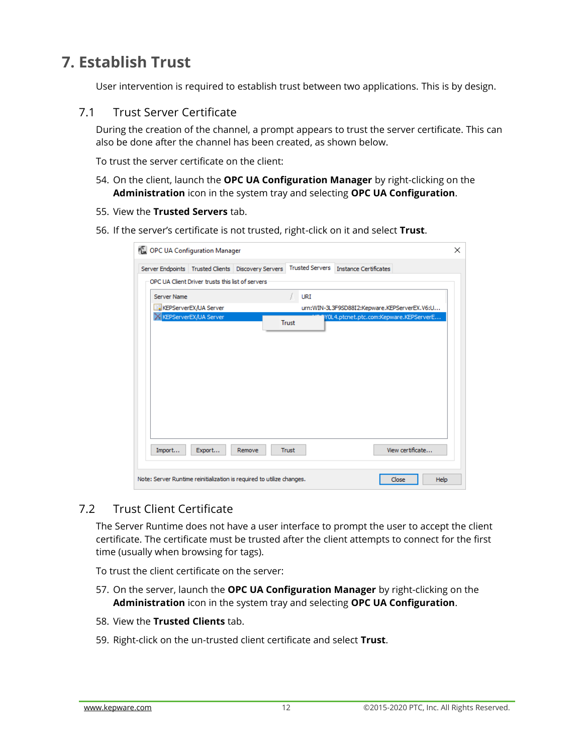# 7. Establish Trust

User intervention is required to establish trust between two applications. This is by design.

## 7.1 Trust Server Certificate

During the creation of the channel, a prompt appears to trust the server certificate. This can also be done after the channel has been created, as shown below.

To trust the server certificate on the client:

54. On the client, launch the **OPC UA Configuration Manager** by right-clicking on the **Administration** icon in the system tray and selecting **OPC UA Configuration**.
55. View the **Trusted Servers** tab.
56. If the server's certificate is not trusted, right-click on it and select **Trust**.

## 7.2 Trust Client Certificate

The Server Runtime does not have a user interface to prompt the user to accept the client certificate. The certificate must be trusted after the client attempts to connect for the first time (usually when browsing for tags).

To trust the client certificate on the server:

57. On the server, launch the **OPC UA Configuration Manager** by right-clicking on the **Administration** icon in the system tray and selecting **OPC UA Configuration**.
58. View the **Trusted Clients** tab.
59. Right-click on the un-trusted client certificate and select **Trust**.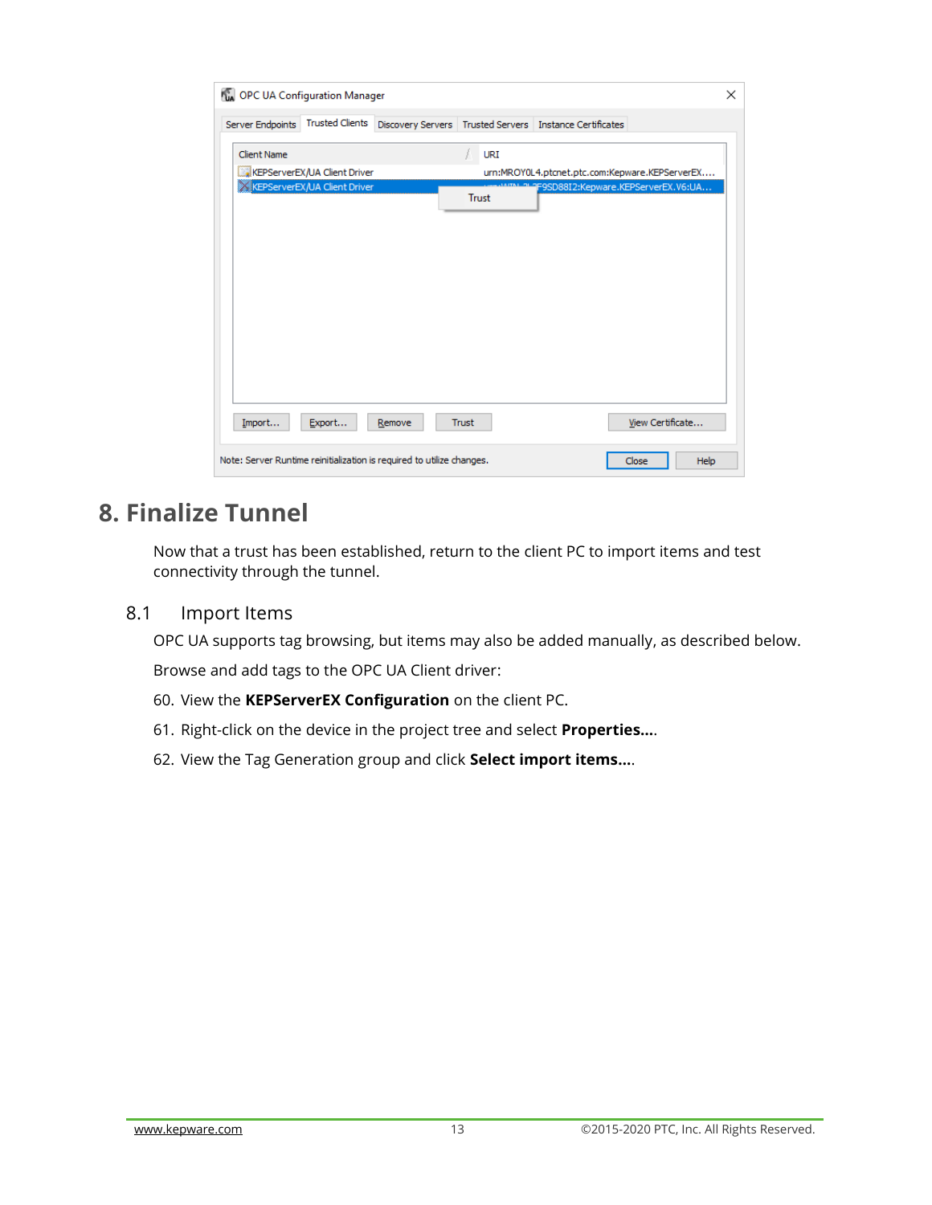# 8. Finalize Tunnel

Now that a trust has been established, return to the client PC to import items and test connectivity through the tunnel.

## 8.1 Import Items

OPC UA supports tag browsing, but items may also be added manually, as described below.

Browse and add tags to the OPC UA Client driver:

60. View the **KEPServerEX Configuration** on the client PC.
61. Right-click on the device in the project tree and select **Properties...**.
62. View the Tag Generation group and click **Select import items...**.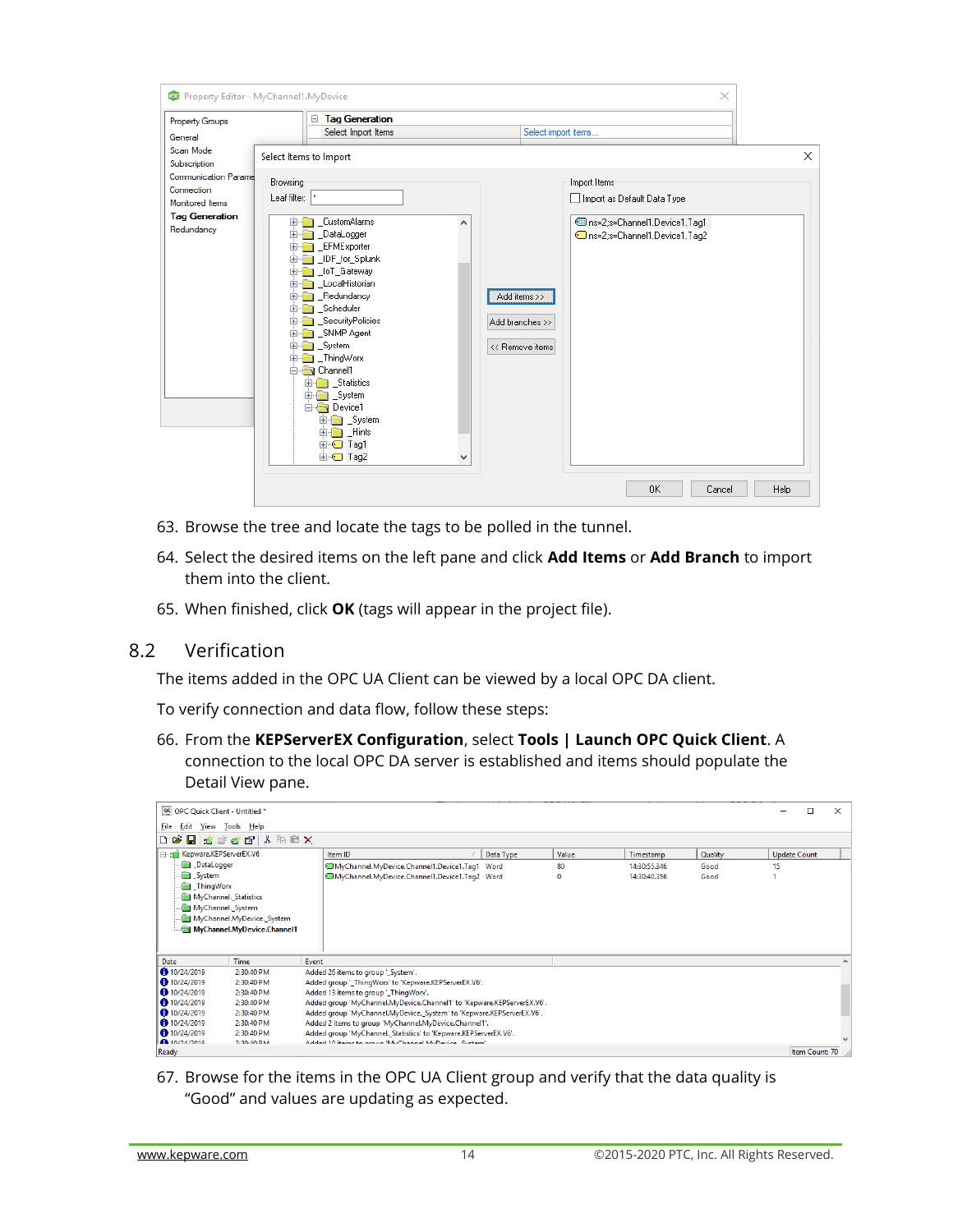63. Browse the tree and locate the tags to be polled in the tunnel.
64. Select the desired items on the left pane and click **Add Items** or **Add Branch** to import them into the client.
65. When finished, click **OK** (tags will appear in the project file).

## 8.2 Verification

The items added in the OPC UA Client can be viewed by a local OPC DA client.

To verify connection and data flow, follow these steps:

66. From the **KEPServerEX Configuration**, select **Tools | Launch OPC Quick Client**. A connection to the local OPC DA server is established and items should populate the Detail View pane.
67. Browse for the items in the OPC UA Client group and verify that the data quality is "Good" and values are updating as expected.